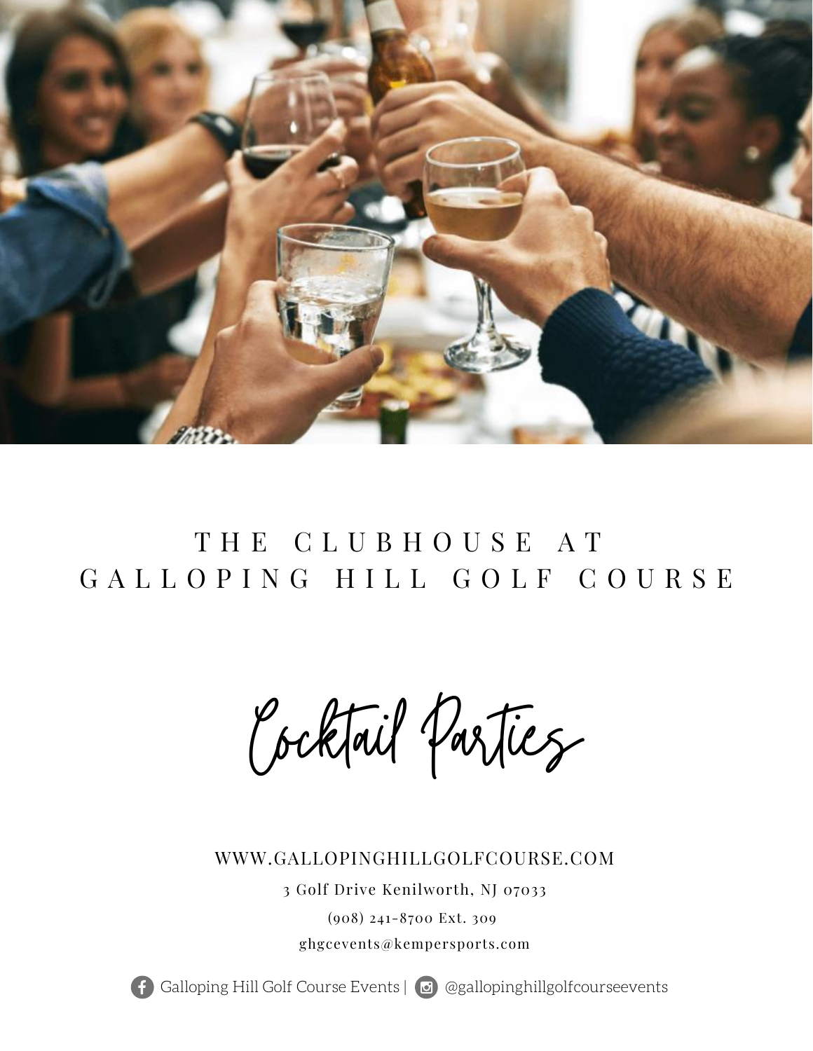# THE CLUBHOUSE AT GALLOPING HILL GOLF COURSE

## Cocktail Parties

WWW.GALLOPINGHILLGOLFCOURSE.COM

3 Golf Drive Kenilworth, NJ 07033

(908) 241-8700 Ext. 309

ghgcevents@kempersports.com

Galloping Hill Golf Course Events | @gallopinghillgolfcourseevents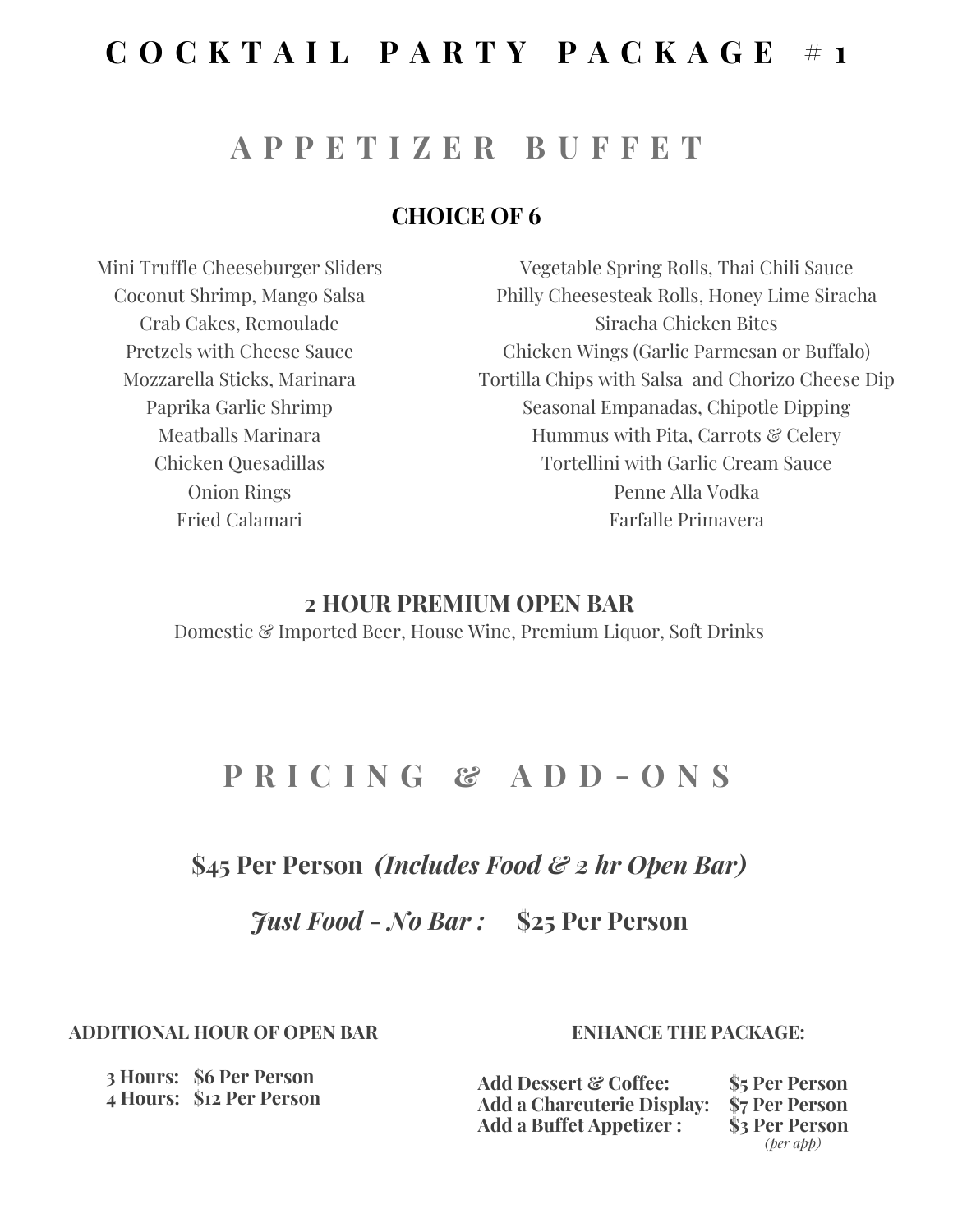# COCKTAIL PARTY PACKAGE #1

## APPETIZER BUFFET

**CHOICE OF 6**

Mini Truffle Cheeseburger Sliders
Coconut Shrimp, Mango Salsa
Crab Cakes, Remoulade
Pretzels with Cheese Sauce
Mozzarella Sticks, Marinara
Paprika Garlic Shrimp
Meatballs Marinara
Chicken Quesadillas
Onion Rings
Fried Calamari

Vegetable Spring Rolls, Thai Chili Sauce
Philly Cheesesteak Rolls, Honey Lime Siracha
Siracha Chicken Bites
Chicken Wings (Garlic Parmesan or Buffalo)
Tortilla Chips with Salsa and Chorizo Cheese Dip
Seasonal Empanadas, Chipotle Dipping
Hummus with Pita, Carrots & Celery
Tortellini with Garlic Cream Sauce
Penne Alla Vodka
Farfalle Primavera

**2 HOUR PREMIUM OPEN BAR**
Domestic & Imported Beer, House Wine, Premium Liquor, Soft Drinks

## PRICING & ADD-ONS

**$45 Per Person** ***(Includes Food & 2 hr Open Bar)***

***Just Food - No Bar :*** **$25 Per Person**

**ADDITIONAL HOUR OF OPEN BAR**

**3 Hours: $6 Per Person**
**4 Hours: $12 Per Person**

**ENHANCE THE PACKAGE:**

**Add Dessert & Coffee: $5 Per Person**
**Add a Charcuterie Display: $7 Per Person**
**Add a Buffet Appetizer : $3 Per Person** *(per app)*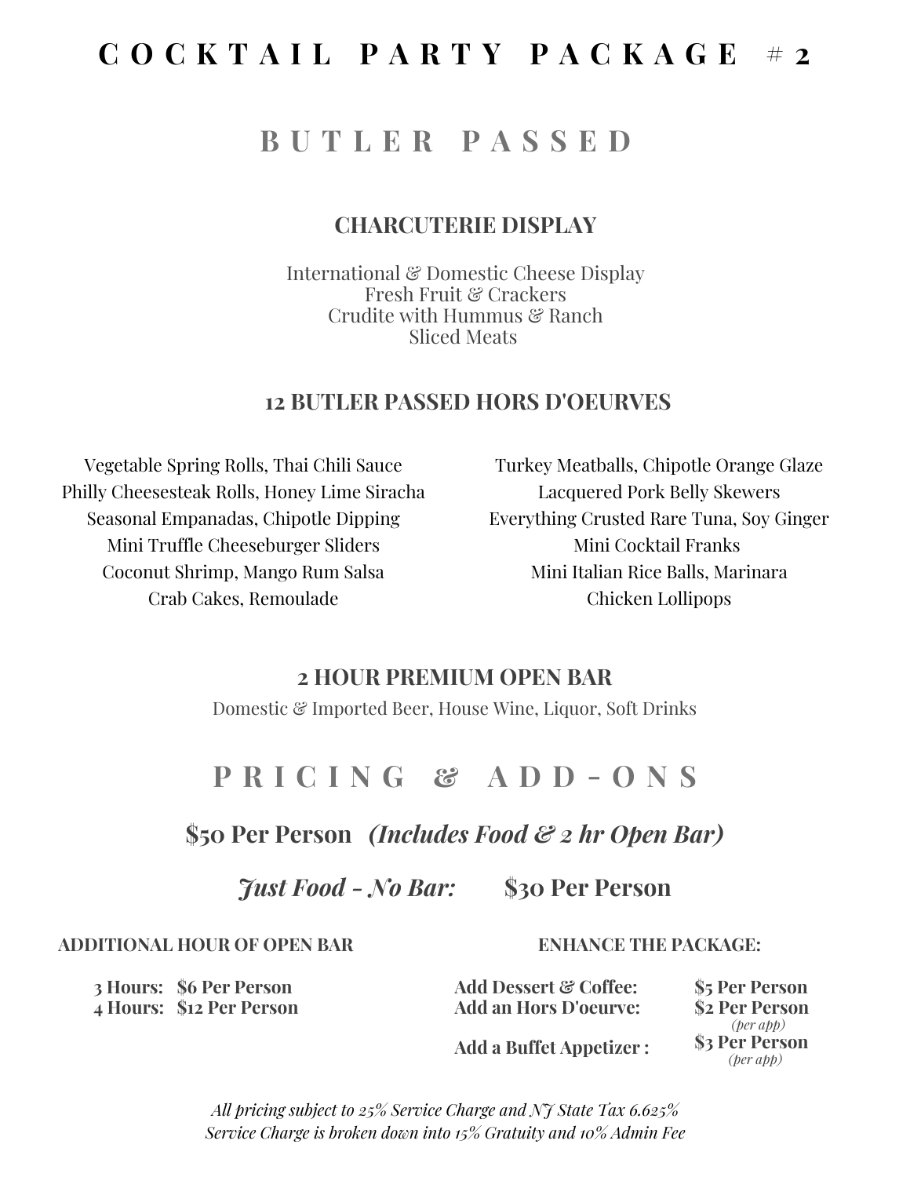# COCKTAIL PARTY PACKAGE #2

## BUTLER PASSED

### CHARCUTERIE DISPLAY

International & Domestic Cheese Display
Fresh Fruit & Crackers
Crudite with Hummus & Ranch
Sliced Meats

### 12 BUTLER PASSED HORS D'OEURVES

Vegetable Spring Rolls, Thai Chili Sauce
Philly Cheesesteak Rolls, Honey Lime Siracha
Seasonal Empanadas, Chipotle Dipping
Mini Truffle Cheeseburger Sliders
Coconut Shrimp, Mango Rum Salsa
Crab Cakes, Remoulade
Turkey Meatballs, Chipotle Orange Glaze
Lacquered Pork Belly Skewers
Everything Crusted Rare Tuna, Soy Ginger
Mini Cocktail Franks
Mini Italian Rice Balls, Marinara
Chicken Lollipops

### 2 HOUR PREMIUM OPEN BAR

Domestic & Imported Beer, House Wine, Liquor, Soft Drinks

## PRICING & ADD-ONS

**$50 Per Person** ***(Includes Food & 2 hr Open Bar)***

***Just Food - No Bar:*** **$30 Per Person**

**ADDITIONAL HOUR OF OPEN BAR**

| | |
|---|---|
| **3 Hours:** | **$6 Per Person** |
| **4 Hours:** | **$12 Per Person** |

**ENHANCE THE PACKAGE:**

| | |
|---|---|
| **Add Dessert & Coffee:** | **$5 Per Person** |
| **Add an Hors D'oeurve:** | **$2 Per Person** *(per app)* |
| **Add a Buffet Appetizer :** | **$3 Per Person** *(per app)* |

*All pricing subject to 25% Service Charge and NJ State Tax 6.625%*
*Service Charge is broken down into 15% Gratuity and 10% Admin Fee*